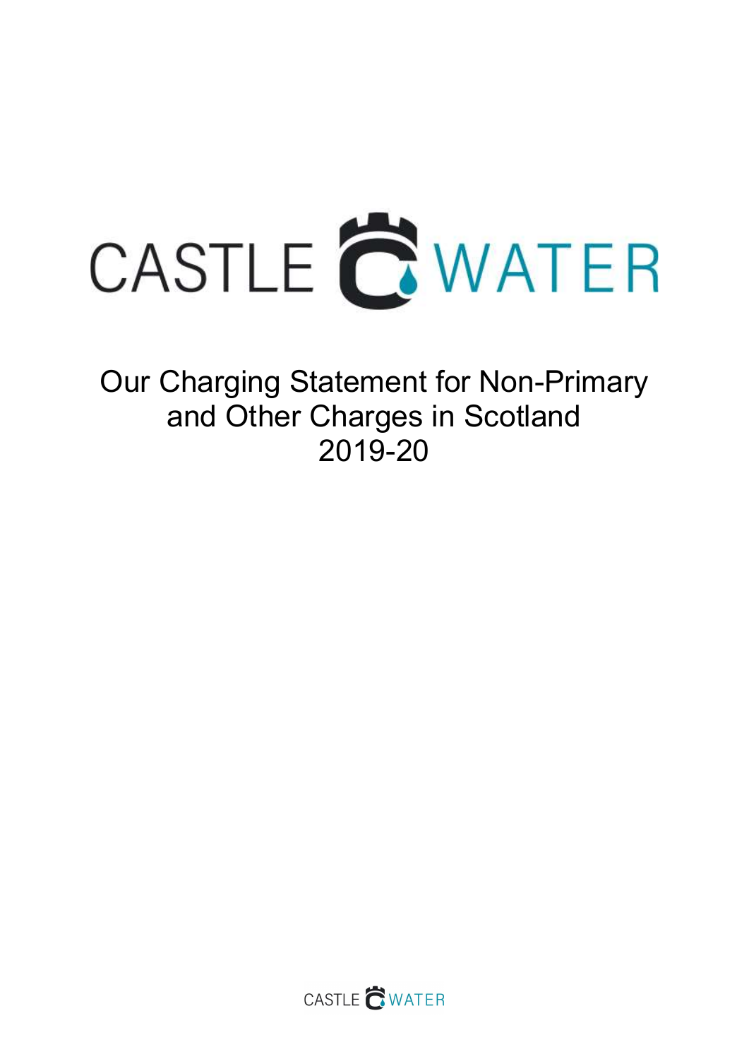# Our Charging Statement for Non-Primary and Other Charges in Scotland 2019-20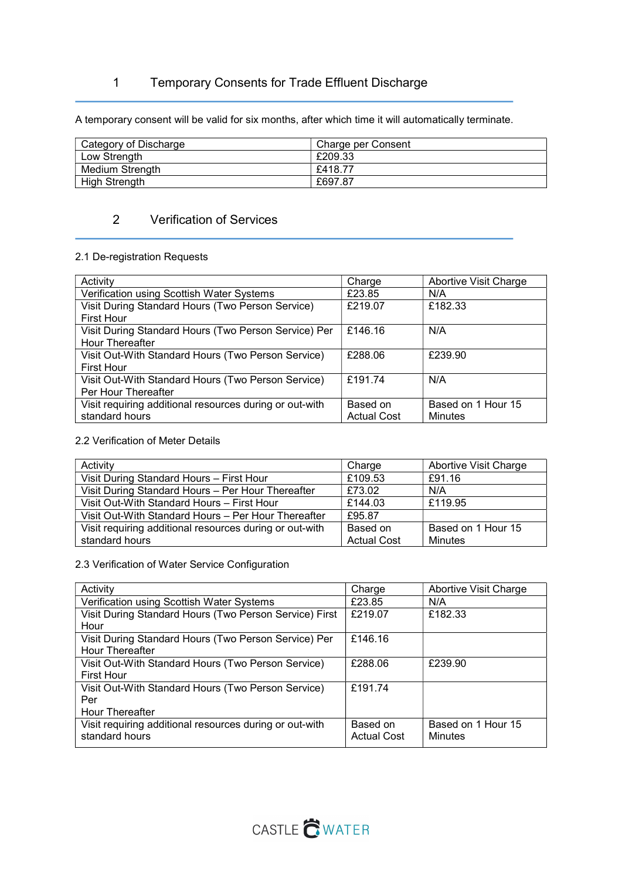# 1 Temporary Consents for Trade Effluent Discharge

A temporary consent will be valid for six months, after which time it will automatically terminate.

| Category of Discharge | Charge per Consent |
|---|---|
| Low Strength | £209.33 |
| Medium Strength | £418.77 |
| High Strength | £697.87 |

# 2 Verification of Services

## 2.1 De-registration Requests

| Activity | Charge | Abortive Visit Charge |
|---|---|---|
| Verification using Scottish Water Systems | £23.85 | N/A |
| Visit During Standard Hours (Two Person Service) First Hour | £219.07 | £182.33 |
| Visit During Standard Hours (Two Person Service) Per Hour Thereafter | £146.16 | N/A |
| Visit Out-With Standard Hours (Two Person Service) First Hour | £288.06 | £239.90 |
| Visit Out-With Standard Hours (Two Person Service) Per Hour Thereafter | £191.74 | N/A |
| Visit requiring additional resources during or out-with standard hours | Based on Actual Cost | Based on 1 Hour 15 Minutes |

## 2.2 Verification of Meter Details

| Activity | Charge | Abortive Visit Charge |
|---|---|---|
| Visit During Standard Hours – First Hour | £109.53 | £91.16 |
| Visit During Standard Hours – Per Hour Thereafter | £73.02 | N/A |
| Visit Out-With Standard Hours – First Hour | £144.03 | £119.95 |
| Visit Out-With Standard Hours – Per Hour Thereafter | £95.87 | |
| Visit requiring additional resources during or out-with standard hours | Based on Actual Cost | Based on 1 Hour 15 Minutes |

## 2.3 Verification of Water Service Configuration

| Activity | Charge | Abortive Visit Charge |
|---|---|---|
| Verification using Scottish Water Systems | £23.85 | N/A |
| Visit During Standard Hours (Two Person Service) First Hour | £219.07 | £182.33 |
| Visit During Standard Hours (Two Person Service) Per Hour Thereafter | £146.16 | |
| Visit Out-With Standard Hours (Two Person Service) First Hour | £288.06 | £239.90 |
| Visit Out-With Standard Hours (Two Person Service) Per Hour Thereafter | £191.74 | |
| Visit requiring additional resources during or out-with standard hours | Based on Actual Cost | Based on 1 Hour 15 Minutes |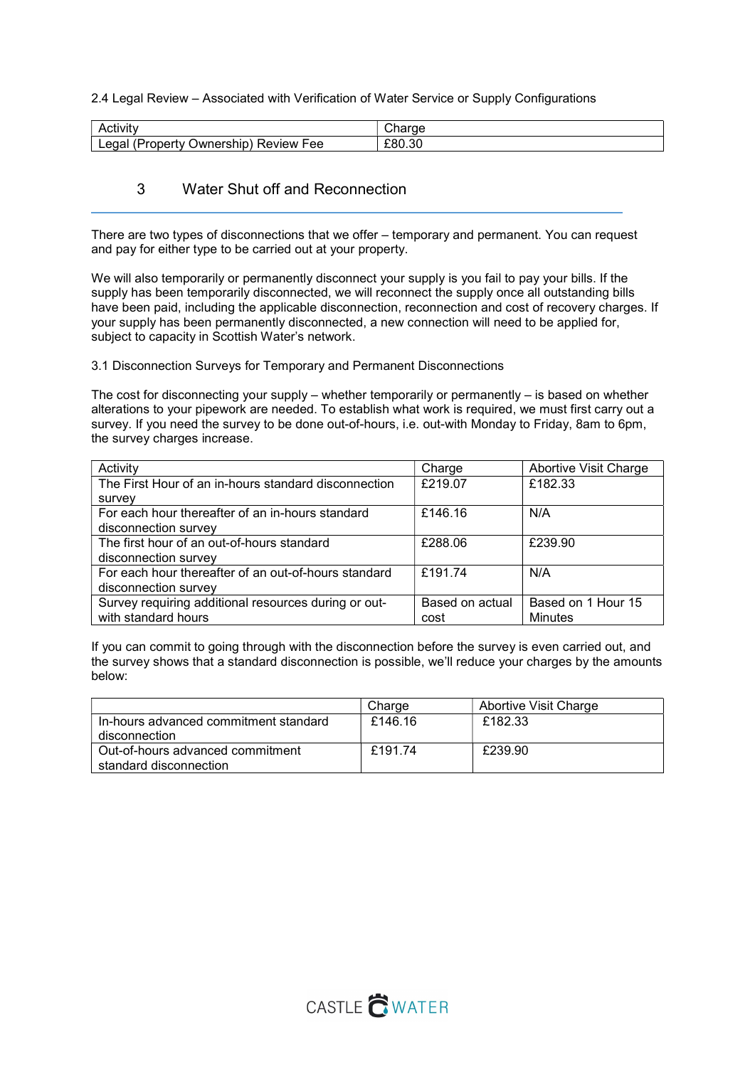2.4 Legal Review – Associated with Verification of Water Service or Supply Configurations

| Activity | Charge |
| --- | --- |
| Legal (Property Ownership) Review Fee | £80.30 |

## 3 Water Shut off and Reconnection

There are two types of disconnections that we offer – temporary and permanent. You can request and pay for either type to be carried out at your property.

We will also temporarily or permanently disconnect your supply is you fail to pay your bills. If the supply has been temporarily disconnected, we will reconnect the supply once all outstanding bills have been paid, including the applicable disconnection, reconnection and cost of recovery charges. If your supply has been permanently disconnected, a new connection will need to be applied for, subject to capacity in Scottish Water's network.

3.1 Disconnection Surveys for Temporary and Permanent Disconnections

The cost for disconnecting your supply – whether temporarily or permanently – is based on whether alterations to your pipework are needed. To establish what work is required, we must first carry out a survey. If you need the survey to be done out-of-hours, i.e. out-with Monday to Friday, 8am to 6pm, the survey charges increase.

| Activity | Charge | Abortive Visit Charge |
| --- | --- | --- |
| The First Hour of an in-hours standard disconnection survey | £219.07 | £182.33 |
| For each hour thereafter of an in-hours standard disconnection survey | £146.16 | N/A |
| The first hour of an out-of-hours standard disconnection survey | £288.06 | £239.90 |
| For each hour thereafter of an out-of-hours standard disconnection survey | £191.74 | N/A |
| Survey requiring additional resources during or out-with standard hours | Based on actual cost | Based on 1 Hour 15 Minutes |

If you can commit to going through with the disconnection before the survey is even carried out, and the survey shows that a standard disconnection is possible, we'll reduce your charges by the amounts below:

| | Charge | Abortive Visit Charge |
| --- | --- | --- |
| In-hours advanced commitment standard disconnection | £146.16 | £182.33 |
| Out-of-hours advanced commitment standard disconnection | £191.74 | £239.90 |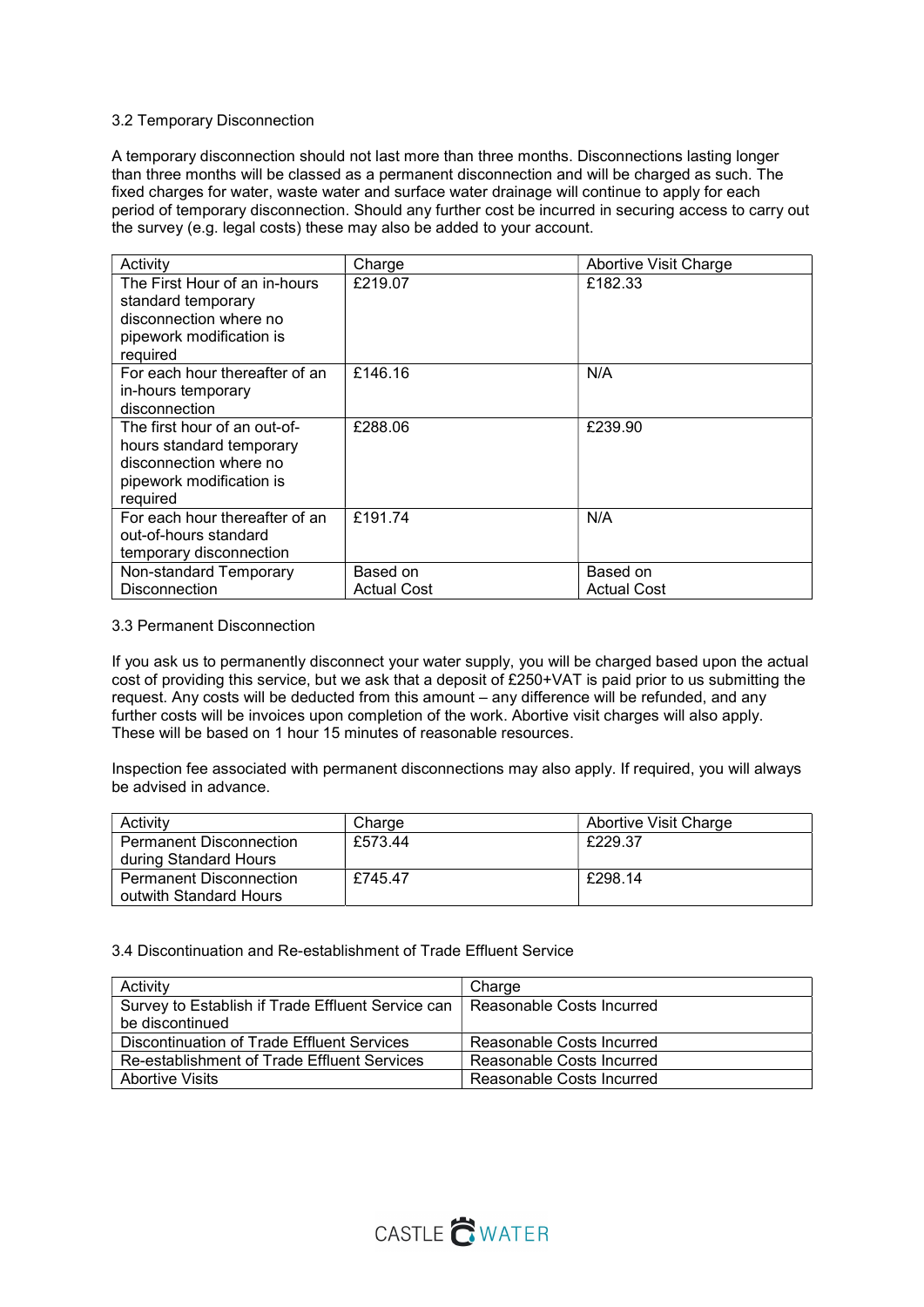### 3.2 Temporary Disconnection

A temporary disconnection should not last more than three months. Disconnections lasting longer than three months will be classed as a permanent disconnection and will be charged as such. The fixed charges for water, waste water and surface water drainage will continue to apply for each period of temporary disconnection. Should any further cost be incurred in securing access to carry out the survey (e.g. legal costs) these may also be added to your account.

| Activity | Charge | Abortive Visit Charge |
| --- | --- | --- |
| The First Hour of an in-hours standard temporary disconnection where no pipework modification is required | £219.07 | £182.33 |
| For each hour thereafter of an in-hours temporary disconnection | £146.16 | N/A |
| The first hour of an out-of-hours standard temporary disconnection where no pipework modification is required | £288.06 | £239.90 |
| For each hour thereafter of an out-of-hours standard temporary disconnection | £191.74 | N/A |
| Non-standard Temporary Disconnection | Based on Actual Cost | Based on Actual Cost |

### 3.3 Permanent Disconnection

If you ask us to permanently disconnect your water supply, you will be charged based upon the actual cost of providing this service, but we ask that a deposit of £250+VAT is paid prior to us submitting the request. Any costs will be deducted from this amount – any difference will be refunded, and any further costs will be invoices upon completion of the work. Abortive visit charges will also apply. These will be based on 1 hour 15 minutes of reasonable resources.

Inspection fee associated with permanent disconnections may also apply. If required, you will always be advised in advance.

| Activity | Charge | Abortive Visit Charge |
| --- | --- | --- |
| Permanent Disconnection during Standard Hours | £573.44 | £229.37 |
| Permanent Disconnection outwith Standard Hours | £745.47 | £298.14 |

### 3.4 Discontinuation and Re-establishment of Trade Effluent Service

| Activity | Charge |
| --- | --- |
| Survey to Establish if Trade Effluent Service can be discontinued | Reasonable Costs Incurred |
| Discontinuation of Trade Effluent Services | Reasonable Costs Incurred |
| Re-establishment of Trade Effluent Services | Reasonable Costs Incurred |
| Abortive Visits | Reasonable Costs Incurred |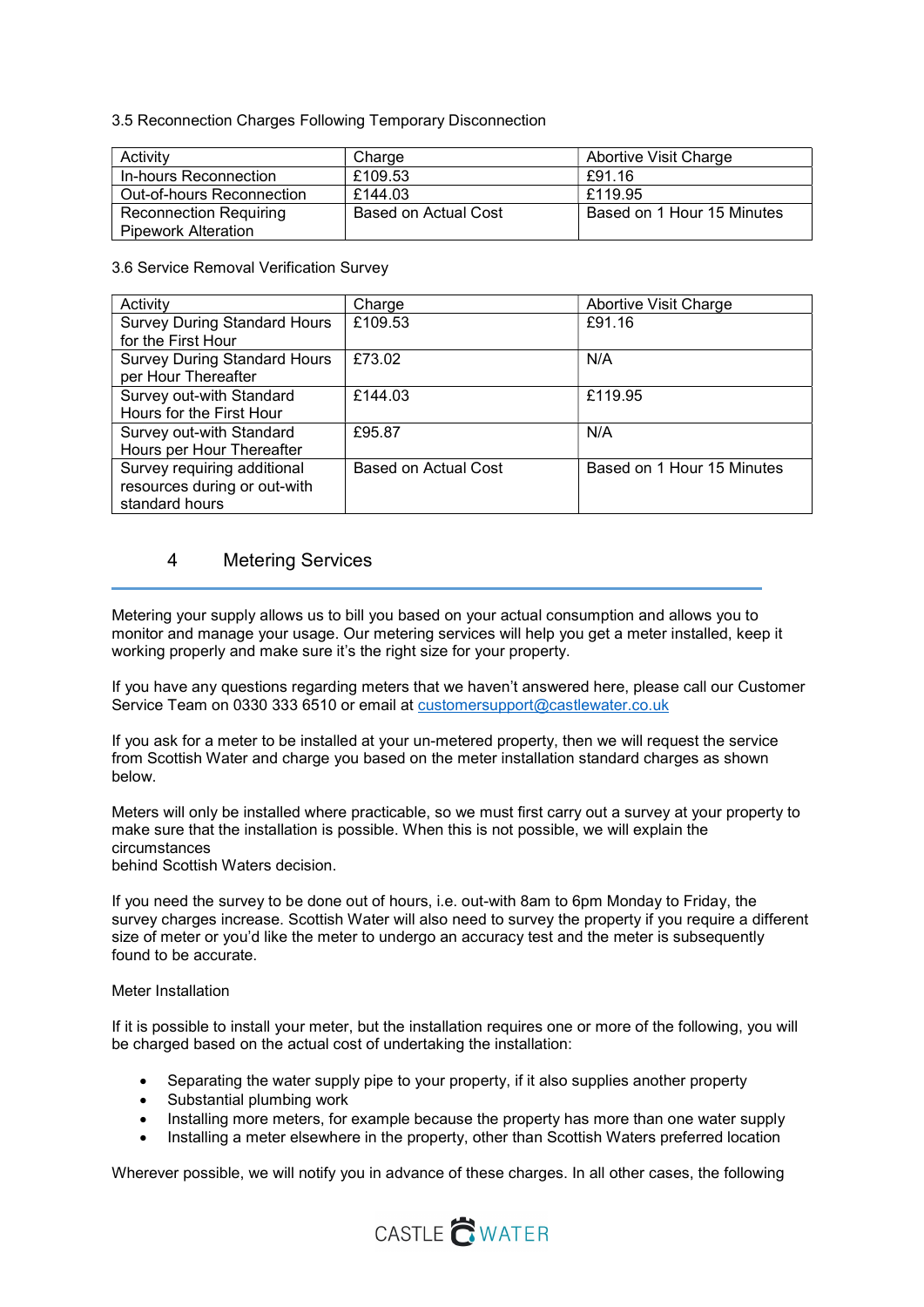3.5 Reconnection Charges Following Temporary Disconnection

| Activity | Charge | Abortive Visit Charge |
| --- | --- | --- |
| In-hours Reconnection | £109.53 | £91.16 |
| Out-of-hours Reconnection | £144.03 | £119.95 |
| Reconnection Requiring Pipework Alteration | Based on Actual Cost | Based on 1 Hour 15 Minutes |

3.6 Service Removal Verification Survey

| Activity | Charge | Abortive Visit Charge |
| --- | --- | --- |
| Survey During Standard Hours for the First Hour | £109.53 | £91.16 |
| Survey During Standard Hours per Hour Thereafter | £73.02 | N/A |
| Survey out-with Standard Hours for the First Hour | £144.03 | £119.95 |
| Survey out-with Standard Hours per Hour Thereafter | £95.87 | N/A |
| Survey requiring additional resources during or out-with standard hours | Based on Actual Cost | Based on 1 Hour 15 Minutes |

## 4 Metering Services

Metering your supply allows us to bill you based on your actual consumption and allows you to monitor and manage your usage. Our metering services will help you get a meter installed, keep it working properly and make sure it's the right size for your property.

If you have any questions regarding meters that we haven't answered here, please call our Customer Service Team on 0330 333 6510 or email at customersupport@castlewater.co.uk

If you ask for a meter to be installed at your un-metered property, then we will request the service from Scottish Water and charge you based on the meter installation standard charges as shown below.

Meters will only be installed where practicable, so we must first carry out a survey at your property to make sure that the installation is possible. When this is not possible, we will explain the circumstances
behind Scottish Waters decision.

If you need the survey to be done out of hours, i.e. out-with 8am to 6pm Monday to Friday, the survey charges increase. Scottish Water will also need to survey the property if you require a different size of meter or you'd like the meter to undergo an accuracy test and the meter is subsequently found to be accurate.

Meter Installation

If it is possible to install your meter, but the installation requires one or more of the following, you will be charged based on the actual cost of undertaking the installation:

- Separating the water supply pipe to your property, if it also supplies another property
- Substantial plumbing work
- Installing more meters, for example because the property has more than one water supply
- Installing a meter elsewhere in the property, other than Scottish Waters preferred location

Wherever possible, we will notify you in advance of these charges. In all other cases, the following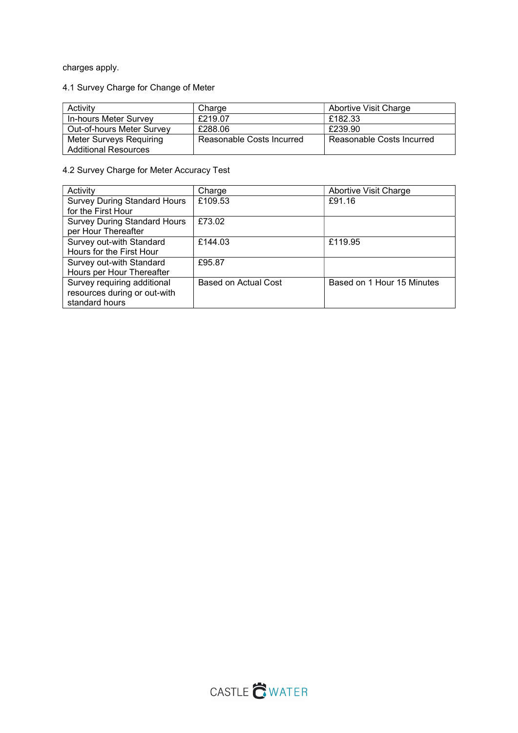charges apply.

4.1 Survey Charge for Change of Meter

| Activity | Charge | Abortive Visit Charge |
|---|---|---|
| In-hours Meter Survey | £219.07 | £182.33 |
| Out-of-hours Meter Survey | £288.06 | £239.90 |
| Meter Surveys Requiring Additional Resources | Reasonable Costs Incurred | Reasonable Costs Incurred |

4.2 Survey Charge for Meter Accuracy Test

| Activity | Charge | Abortive Visit Charge |
|---|---|---|
| Survey During Standard Hours for the First Hour | £109.53 | £91.16 |
| Survey During Standard Hours per Hour Thereafter | £73.02 | |
| Survey out-with Standard Hours for the First Hour | £144.03 | £119.95 |
| Survey out-with Standard Hours per Hour Thereafter | £95.87 | |
| Survey requiring additional resources during or out-with standard hours | Based on Actual Cost | Based on 1 Hour 15 Minutes |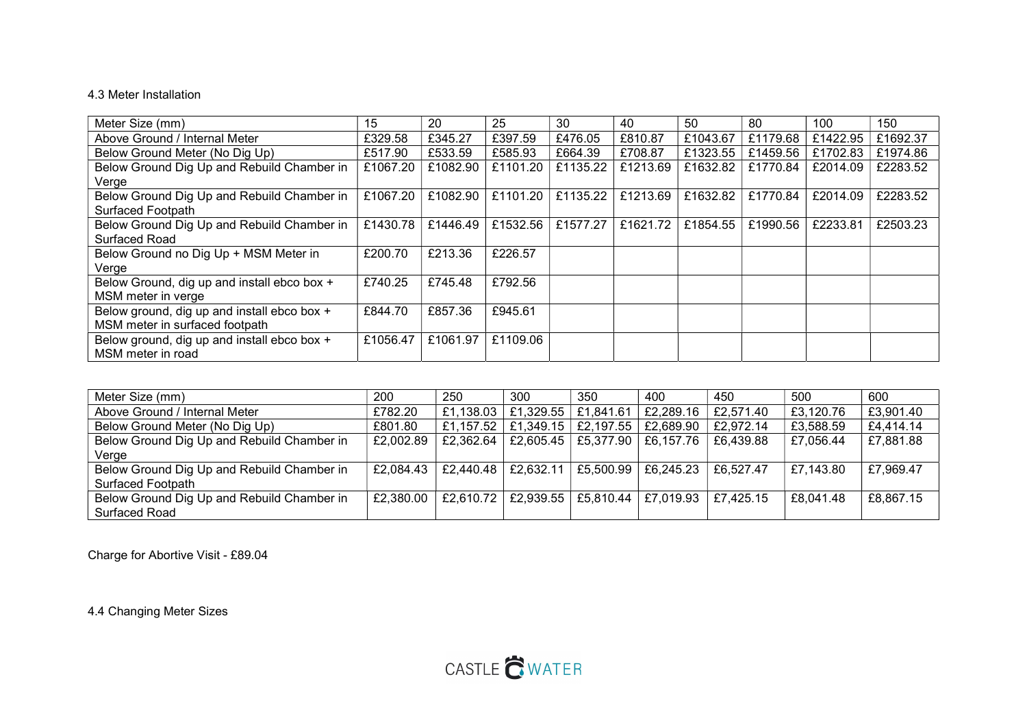4.3 Meter Installation

| Meter Size (mm) | 15 | 20 | 25 | 30 | 40 | 50 | 80 | 100 | 150 |
|---|---|---|---|---|---|---|---|---|---|
| Above Ground / Internal Meter | £329.58 | £345.27 | £397.59 | £476.05 | £810.87 | £1043.67 | £1179.68 | £1422.95 | £1692.37 |
| Below Ground Meter (No Dig Up) | £517.90 | £533.59 | £585.93 | £664.39 | £708.87 | £1323.55 | £1459.56 | £1702.83 | £1974.86 |
| Below Ground Dig Up and Rebuild Chamber in Verge | £1067.20 | £1082.90 | £1101.20 | £1135.22 | £1213.69 | £1632.82 | £1770.84 | £2014.09 | £2283.52 |
| Below Ground Dig Up and Rebuild Chamber in Surfaced Footpath | £1067.20 | £1082.90 | £1101.20 | £1135.22 | £1213.69 | £1632.82 | £1770.84 | £2014.09 | £2283.52 |
| Below Ground Dig Up and Rebuild Chamber in Surfaced Road | £1430.78 | £1446.49 | £1532.56 | £1577.27 | £1621.72 | £1854.55 | £1990.56 | £2233.81 | £2503.23 |
| Below Ground no Dig Up + MSM Meter in Verge | £200.70 | £213.36 | £226.57 | | | | | | |
| Below Ground, dig up and install ebco box + MSM meter in verge | £740.25 | £745.48 | £792.56 | | | | | | |
| Below ground, dig up and install ebco box + MSM meter in surfaced footpath | £844.70 | £857.36 | £945.61 | | | | | | |
| Below ground, dig up and install ebco box + MSM meter in road | £1056.47 | £1061.97 | £1109.06 | | | | | | |

| Meter Size (mm) | 200 | 250 | 300 | 350 | 400 | 450 | 500 | 600 |
|---|---|---|---|---|---|---|---|---|
| Above Ground / Internal Meter | £782.20 | £1,138.03 | £1,329.55 | £1,841.61 | £2,289.16 | £2,571.40 | £3,120.76 | £3,901.40 |
| Below Ground Meter (No Dig Up) | £801.80 | £1,157.52 | £1,349.15 | £2,197.55 | £2,689.90 | £2,972.14 | £3,588.59 | £4,414.14 |
| Below Ground Dig Up and Rebuild Chamber in Verge | £2,002.89 | £2,362.64 | £2,605.45 | £5,377.90 | £6,157.76 | £6,439.88 | £7,056.44 | £7,881.88 |
| Below Ground Dig Up and Rebuild Chamber in Surfaced Footpath | £2,084.43 | £2,440.48 | £2,632.11 | £5,500.99 | £6,245.23 | £6,527.47 | £7,143.80 | £7,969.47 |
| Below Ground Dig Up and Rebuild Chamber in Surfaced Road | £2,380.00 | £2,610.72 | £2,939.55 | £5,810.44 | £7,019.93 | £7,425.15 | £8,041.48 | £8,867.15 |

Charge for Abortive Visit - £89.04

4.4 Changing Meter Sizes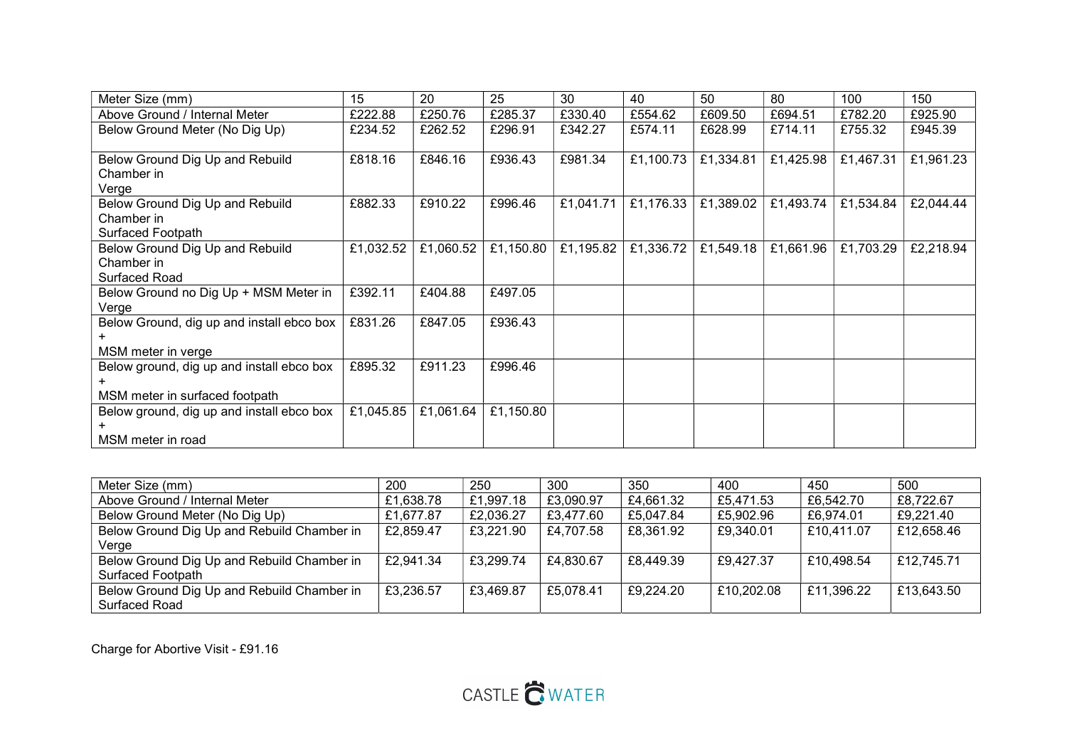| Meter Size (mm) | 15 | 20 | 25 | 30 | 40 | 50 | 80 | 100 | 150 |
|---|---|---|---|---|---|---|---|---|---|
| Above Ground / Internal Meter | £222.88 | £250.76 | £285.37 | £330.40 | £554.62 | £609.50 | £694.51 | £782.20 | £925.90 |
| Below Ground Meter (No Dig Up) | £234.52 | £262.52 | £296.91 | £342.27 | £574.11 | £628.99 | £714.11 | £755.32 | £945.39 |
| Below Ground Dig Up and Rebuild Chamber in Verge | £818.16 | £846.16 | £936.43 | £981.34 | £1,100.73 | £1,334.81 | £1,425.98 | £1,467.31 | £1,961.23 |
| Below Ground Dig Up and Rebuild Chamber in Surfaced Footpath | £882.33 | £910.22 | £996.46 | £1,041.71 | £1,176.33 | £1,389.02 | £1,493.74 | £1,534.84 | £2,044.44 |
| Below Ground Dig Up and Rebuild Chamber in Surfaced Road | £1,032.52 | £1,060.52 | £1,150.80 | £1,195.82 | £1,336.72 | £1,549.18 | £1,661.96 | £1,703.29 | £2,218.94 |
| Below Ground no Dig Up + MSM Meter in Verge | £392.11 | £404.88 | £497.05 | | | | | | |
| Below Ground, dig up and install ebco box + MSM meter in verge | £831.26 | £847.05 | £936.43 | | | | | | |
| Below ground, dig up and install ebco box + MSM meter in surfaced footpath | £895.32 | £911.23 | £996.46 | | | | | | |
| Below ground, dig up and install ebco box + MSM meter in road | £1,045.85 | £1,061.64 | £1,150.80 | | | | | | |

| Meter Size (mm) | 200 | 250 | 300 | 350 | 400 | 450 | 500 |
|---|---|---|---|---|---|---|---|
| Above Ground / Internal Meter | £1,638.78 | £1,997.18 | £3,090.97 | £4,661.32 | £5,471.53 | £6,542.70 | £8,722.67 |
| Below Ground Meter (No Dig Up) | £1,677.87 | £2,036.27 | £3,477.60 | £5,047.84 | £5,902.96 | £6,974.01 | £9,221.40 |
| Below Ground Dig Up and Rebuild Chamber in Verge | £2,859.47 | £3,221.90 | £4,707.58 | £8,361.92 | £9,340.01 | £10,411.07 | £12,658.46 |
| Below Ground Dig Up and Rebuild Chamber in Surfaced Footpath | £2,941.34 | £3,299.74 | £4,830.67 | £8,449.39 | £9,427.37 | £10,498.54 | £12,745.71 |
| Below Ground Dig Up and Rebuild Chamber in Surfaced Road | £3,236.57 | £3,469.87 | £5,078.41 | £9,224.20 | £10,202.08 | £11,396.22 | £13,643.50 |

Charge for Abortive Visit - £91.16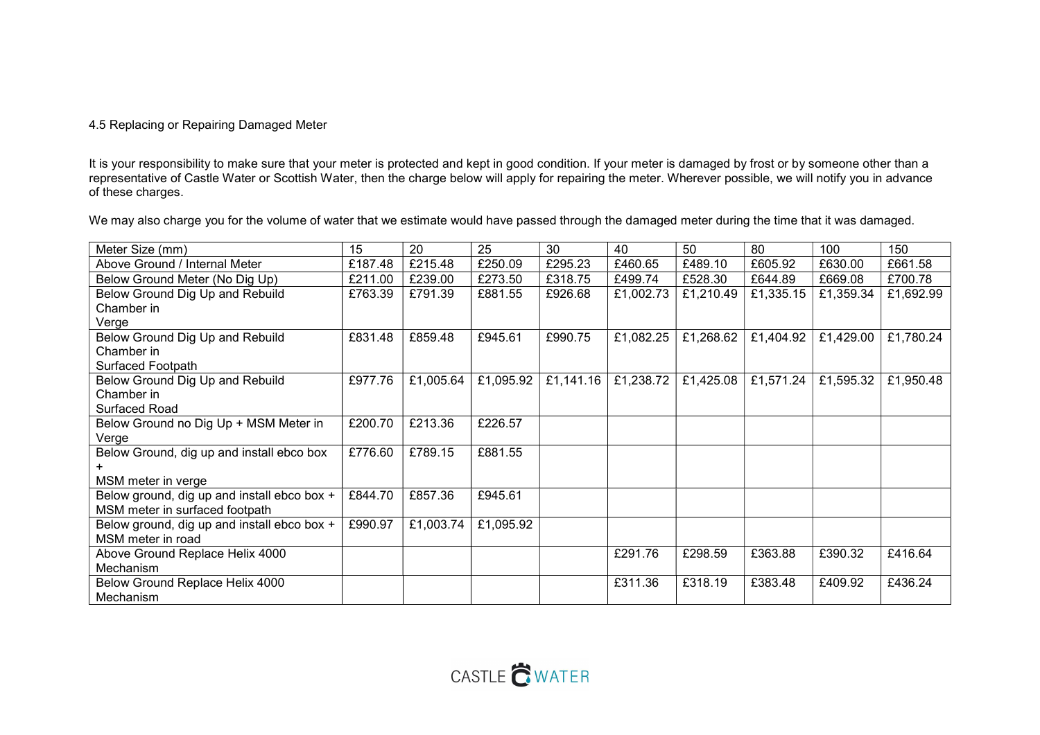4.5 Replacing or Repairing Damaged Meter

It is your responsibility to make sure that your meter is protected and kept in good condition. If your meter is damaged by frost or by someone other than a representative of Castle Water or Scottish Water, then the charge below will apply for repairing the meter. Wherever possible, we will notify you in advance of these charges.

We may also charge you for the volume of water that we estimate would have passed through the damaged meter during the time that it was damaged.

| Meter Size (mm) | 15 | 20 | 25 | 30 | 40 | 50 | 80 | 100 | 150 |
|---|---|---|---|---|---|---|---|---|---|
| Above Ground / Internal Meter | £187.48 | £215.48 | £250.09 | £295.23 | £460.65 | £489.10 | £605.92 | £630.00 | £661.58 |
| Below Ground Meter (No Dig Up) | £211.00 | £239.00 | £273.50 | £318.75 | £499.74 | £528.30 | £644.89 | £669.08 | £700.78 |
| Below Ground Dig Up and Rebuild Chamber in Verge | £763.39 | £791.39 | £881.55 | £926.68 | £1,002.73 | £1,210.49 | £1,335.15 | £1,359.34 | £1,692.99 |
| Below Ground Dig Up and Rebuild Chamber in Surfaced Footpath | £831.48 | £859.48 | £945.61 | £990.75 | £1,082.25 | £1,268.62 | £1,404.92 | £1,429.00 | £1,780.24 |
| Below Ground Dig Up and Rebuild Chamber in Surfaced Road | £977.76 | £1,005.64 | £1,095.92 | £1,141.16 | £1,238.72 | £1,425.08 | £1,571.24 | £1,595.32 | £1,950.48 |
| Below Ground no Dig Up + MSM Meter in Verge | £200.70 | £213.36 | £226.57 | | | | | | |
| Below Ground, dig up and install ebco box + MSM meter in verge | £776.60 | £789.15 | £881.55 | | | | | | |
| Below ground, dig up and install ebco box + MSM meter in surfaced footpath | £844.70 | £857.36 | £945.61 | | | | | | |
| Below ground, dig up and install ebco box + MSM meter in road | £990.97 | £1,003.74 | £1,095.92 | | | | | | |
| Above Ground Replace Helix 4000 Mechanism | | | | | £291.76 | £298.59 | £363.88 | £390.32 | £416.64 |
| Below Ground Replace Helix 4000 Mechanism | | | | | £311.36 | £318.19 | £383.48 | £409.92 | £436.24 |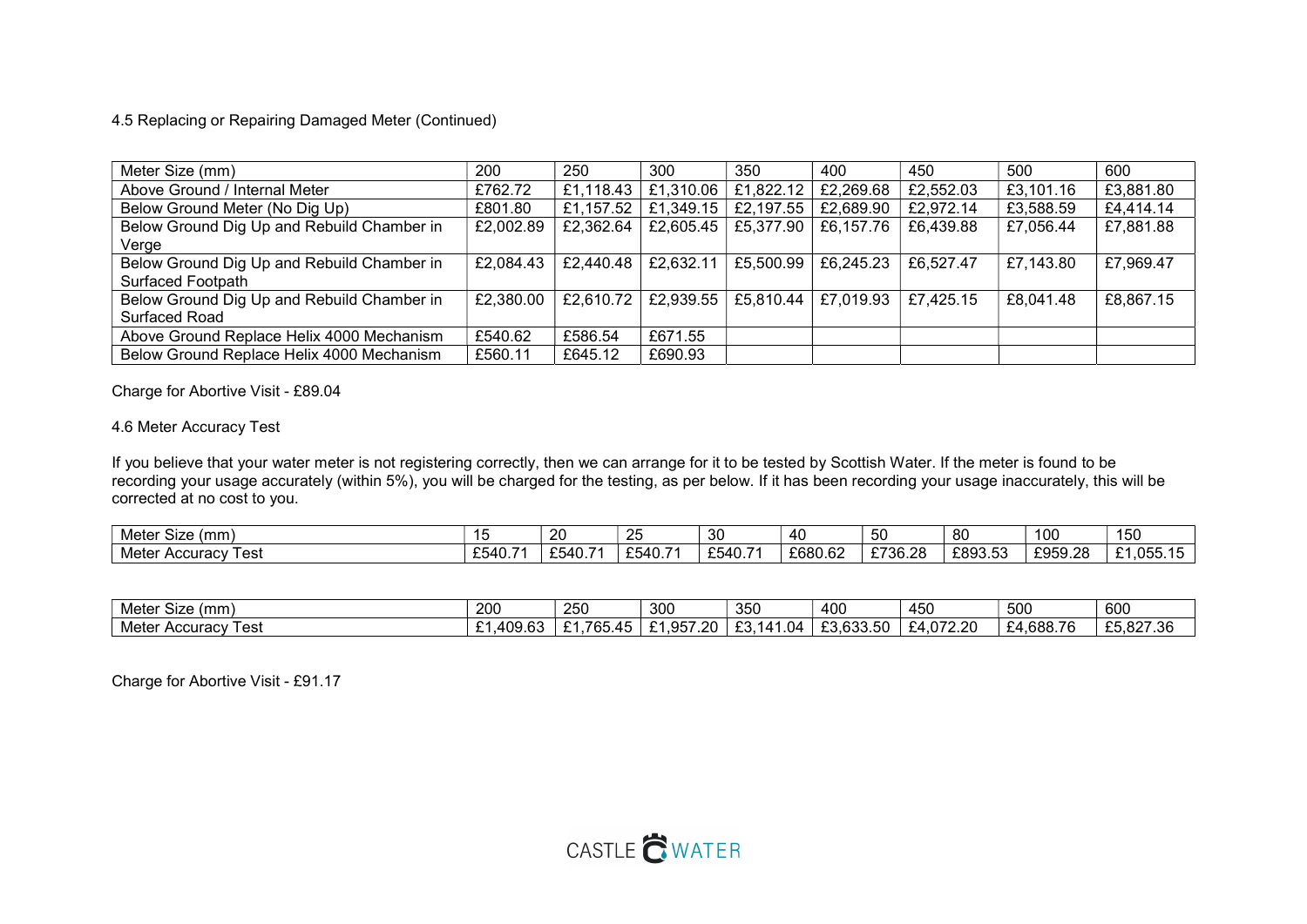4.5 Replacing or Repairing Damaged Meter (Continued)

| Meter Size (mm) | 200 | 250 | 300 | 350 | 400 | 450 | 500 | 600 |
|---|---|---|---|---|---|---|---|---|
| Above Ground / Internal Meter | £762.72 | £1,118.43 | £1,310.06 | £1,822.12 | £2,269.68 | £2,552.03 | £3,101.16 | £3,881.80 |
| Below Ground Meter (No Dig Up) | £801.80 | £1,157.52 | £1,349.15 | £2,197.55 | £2,689.90 | £2,972.14 | £3,588.59 | £4,414.14 |
| Below Ground Dig Up and Rebuild Chamber in Verge | £2,002.89 | £2,362.64 | £2,605.45 | £5,377.90 | £6,157.76 | £6,439.88 | £7,056.44 | £7,881.88 |
| Below Ground Dig Up and Rebuild Chamber in Surfaced Footpath | £2,084.43 | £2,440.48 | £2,632.11 | £5,500.99 | £6,245.23 | £6,527.47 | £7,143.80 | £7,969.47 |
| Below Ground Dig Up and Rebuild Chamber in Surfaced Road | £2,380.00 | £2,610.72 | £2,939.55 | £5,810.44 | £7,019.93 | £7,425.15 | £8,041.48 | £8,867.15 |
| Above Ground Replace Helix 4000 Mechanism | £540.62 | £586.54 | £671.55 | | | | | |
| Below Ground Replace Helix 4000 Mechanism | £560.11 | £645.12 | £690.93 | | | | | |

Charge for Abortive Visit - £89.04

4.6 Meter Accuracy Test

If you believe that your water meter is not registering correctly, then we can arrange for it to be tested by Scottish Water. If the meter is found to be recording your usage accurately (within 5%), you will be charged for the testing, as per below. If it has been recording your usage inaccurately, this will be corrected at no cost to you.

| Meter Size (mm) | 15 | 20 | 25 | 30 | 40 | 50 | 80 | 100 | 150 |
|---|---|---|---|---|---|---|---|---|---|
| Meter Accuracy Test | £540.71 | £540.71 | £540.71 | £540.71 | £680.62 | £736.28 | £893.53 | £959.28 | £1,055.15 |

| Meter Size (mm) | 200 | 250 | 300 | 350 | 400 | 450 | 500 | 600 |
|---|---|---|---|---|---|---|---|---|
| Meter Accuracy Test | £1,409.63 | £1,765.45 | £1,957.20 | £3,141.04 | £3,633.50 | £4,072.20 | £4,688.76 | £5,827.36 |

Charge for Abortive Visit - £91.17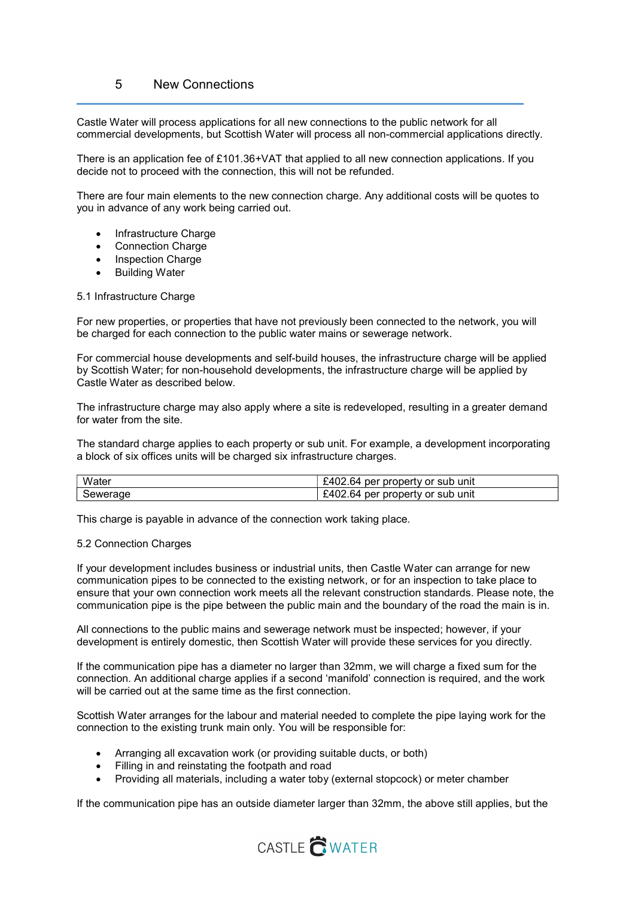## 5 New Connections

Castle Water will process applications for all new connections to the public network for all commercial developments, but Scottish Water will process all non-commercial applications directly.

There is an application fee of £101.36+VAT that applied to all new connection applications. If you decide not to proceed with the connection, this will not be refunded.

There are four main elements to the new connection charge. Any additional costs will be quotes to you in advance of any work being carried out.

- Infrastructure Charge
- Connection Charge
- Inspection Charge
- Building Water

### 5.1 Infrastructure Charge

For new properties, or properties that have not previously been connected to the network, you will be charged for each connection to the public water mains or sewerage network.

For commercial house developments and self-build houses, the infrastructure charge will be applied by Scottish Water; for non-household developments, the infrastructure charge will be applied by Castle Water as described below.

The infrastructure charge may also apply where a site is redeveloped, resulting in a greater demand for water from the site.

The standard charge applies to each property or sub unit. For example, a development incorporating a block of six offices units will be charged six infrastructure charges.

| Water | £402.64 per property or sub unit |
|---|---|
| Sewerage | £402.64 per property or sub unit |

This charge is payable in advance of the connection work taking place.

### 5.2 Connection Charges

If your development includes business or industrial units, then Castle Water can arrange for new communication pipes to be connected to the existing network, or for an inspection to take place to ensure that your own connection work meets all the relevant construction standards. Please note, the communication pipe is the pipe between the public main and the boundary of the road the main is in.

All connections to the public mains and sewerage network must be inspected; however, if your development is entirely domestic, then Scottish Water will provide these services for you directly.

If the communication pipe has a diameter no larger than 32mm, we will charge a fixed sum for the connection. An additional charge applies if a second 'manifold' connection is required, and the work will be carried out at the same time as the first connection.

Scottish Water arranges for the labour and material needed to complete the pipe laying work for the connection to the existing trunk main only. You will be responsible for:

- Arranging all excavation work (or providing suitable ducts, or both)
- Filling in and reinstating the footpath and road
- Providing all materials, including a water toby (external stopcock) or meter chamber

If the communication pipe has an outside diameter larger than 32mm, the above still applies, but the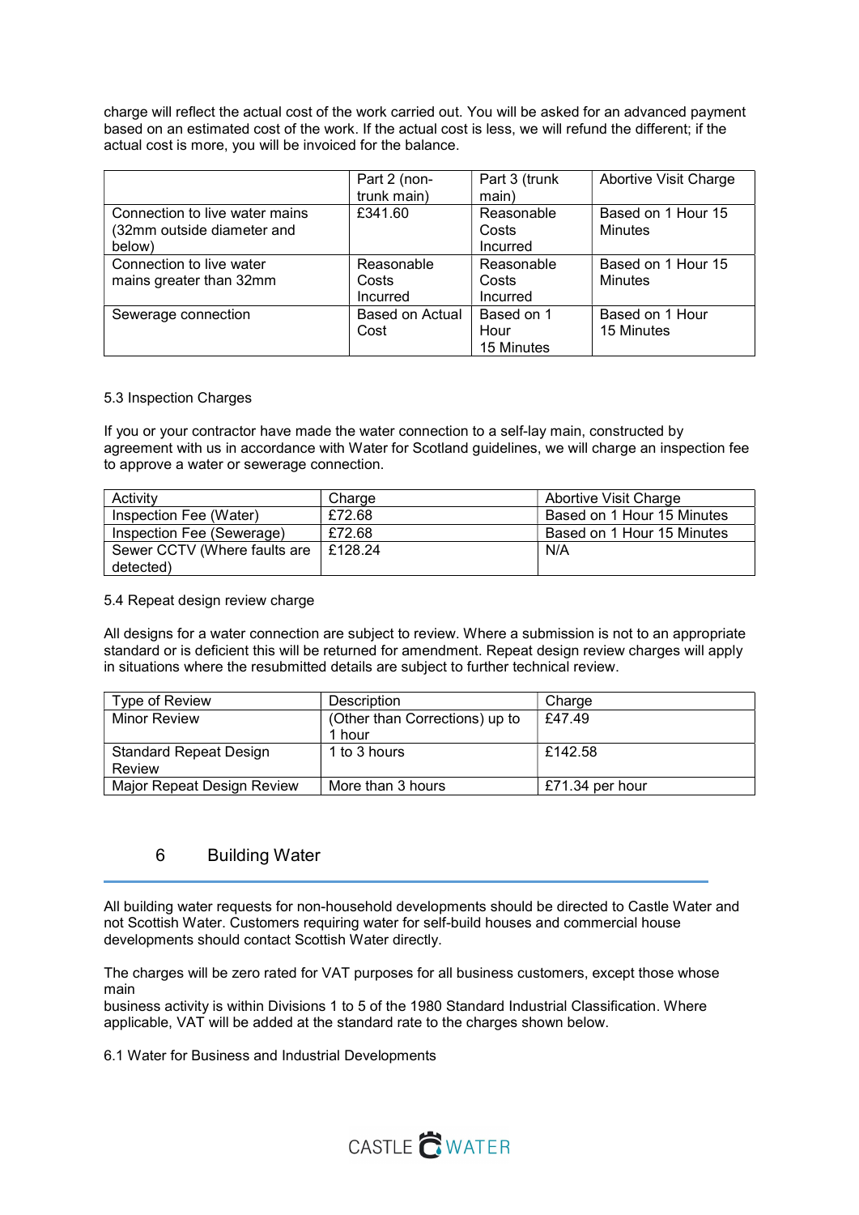charge will reflect the actual cost of the work carried out. You will be asked for an advanced payment based on an estimated cost of the work. If the actual cost is less, we will refund the different; if the actual cost is more, you will be invoiced for the balance.

| | Part 2 (non-trunk main) | Part 3 (trunk main) | Abortive Visit Charge |
|---|---|---|---|
| Connection to live water mains (32mm outside diameter and below) | £341.60 | Reasonable Costs Incurred | Based on 1 Hour 15 Minutes |
| Connection to live water mains greater than 32mm | Reasonable Costs Incurred | Reasonable Costs Incurred | Based on 1 Hour 15 Minutes |
| Sewerage connection | Based on Actual Cost | Based on 1 Hour 15 Minutes | Based on 1 Hour 15 Minutes |

5.3 Inspection Charges

If you or your contractor have made the water connection to a self-lay main, constructed by agreement with us in accordance with Water for Scotland guidelines, we will charge an inspection fee to approve a water or sewerage connection.

| Activity | Charge | Abortive Visit Charge |
|---|---|---|
| Inspection Fee (Water) | £72.68 | Based on 1 Hour 15 Minutes |
| Inspection Fee (Sewerage) | £72.68 | Based on 1 Hour 15 Minutes |
| Sewer CCTV (Where faults are detected) | £128.24 | N/A |

5.4 Repeat design review charge

All designs for a water connection are subject to review. Where a submission is not to an appropriate standard or is deficient this will be returned for amendment. Repeat design review charges will apply in situations where the resubmitted details are subject to further technical review.

| Type of Review | Description | Charge |
|---|---|---|
| Minor Review | (Other than Corrections) up to 1 hour | £47.49 |
| Standard Repeat Design Review | 1 to 3 hours | £142.58 |
| Major Repeat Design Review | More than 3 hours | £71.34 per hour |

## 6 Building Water

All building water requests for non-household developments should be directed to Castle Water and not Scottish Water. Customers requiring water for self-build houses and commercial house developments should contact Scottish Water directly.

The charges will be zero rated for VAT purposes for all business customers, except those whose main
business activity is within Divisions 1 to 5 of the 1980 Standard Industrial Classification. Where applicable, VAT will be added at the standard rate to the charges shown below.

6.1 Water for Business and Industrial Developments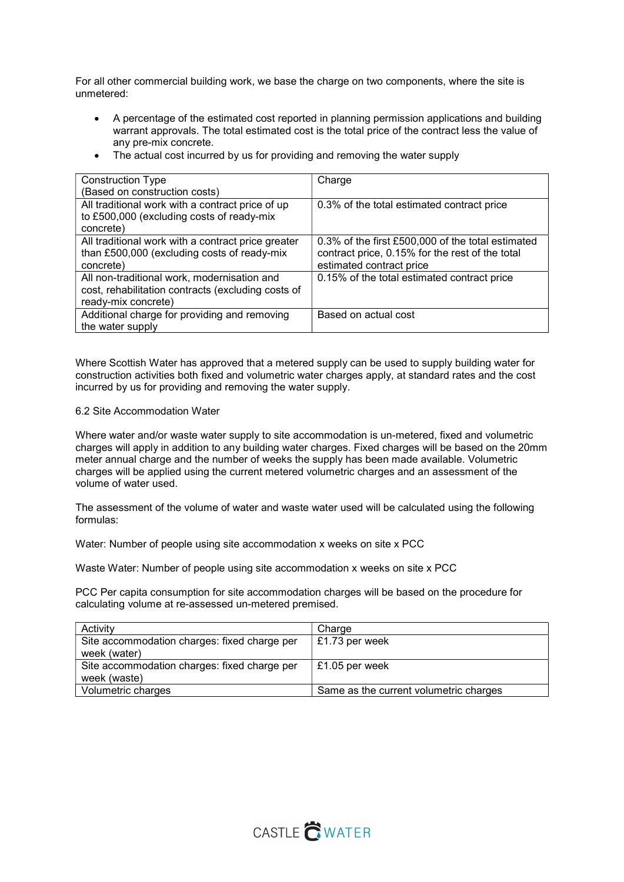For all other commercial building work, we base the charge on two components, where the site is unmetered:

- A percentage of the estimated cost reported in planning permission applications and building warrant approvals. The total estimated cost is the total price of the contract less the value of any pre-mix concrete.
- The actual cost incurred by us for providing and removing the water supply

| Construction Type (Based on construction costs) | Charge |
|---|---|
| All traditional work with a contract price of up to £500,000 (excluding costs of ready-mix concrete) | 0.3% of the total estimated contract price |
| All traditional work with a contract price greater than £500,000 (excluding costs of ready-mix concrete) | 0.3% of the first £500,000 of the total estimated contract price, 0.15% for the rest of the total estimated contract price |
| All non-traditional work, modernisation and cost, rehabilitation contracts (excluding costs of ready-mix concrete) | 0.15% of the total estimated contract price |
| Additional charge for providing and removing the water supply | Based on actual cost |

Where Scottish Water has approved that a metered supply can be used to supply building water for construction activities both fixed and volumetric water charges apply, at standard rates and the cost incurred by us for providing and removing the water supply.

6.2 Site Accommodation Water

Where water and/or waste water supply to site accommodation is un-metered, fixed and volumetric charges will apply in addition to any building water charges. Fixed charges will be based on the 20mm meter annual charge and the number of weeks the supply has been made available. Volumetric charges will be applied using the current metered volumetric charges and an assessment of the volume of water used.

The assessment of the volume of water and waste water used will be calculated using the following formulas:

Water: Number of people using site accommodation x weeks on site x PCC

Waste Water: Number of people using site accommodation x weeks on site x PCC

PCC Per capita consumption for site accommodation charges will be based on the procedure for calculating volume at re-assessed un-metered premised.

| Activity | Charge |
|---|---|
| Site accommodation charges: fixed charge per week (water) | £1.73 per week |
| Site accommodation charges: fixed charge per week (waste) | £1.05 per week |
| Volumetric charges | Same as the current volumetric charges |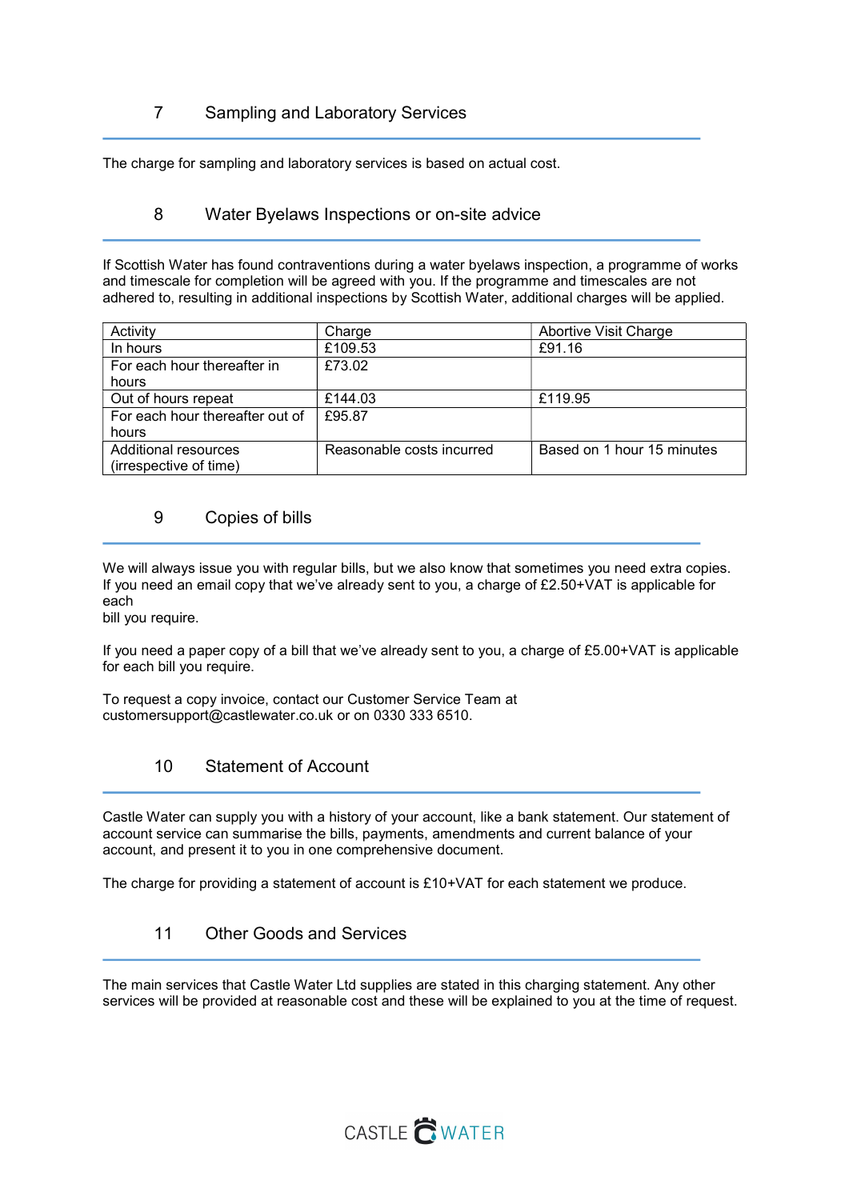## 7 Sampling and Laboratory Services

The charge for sampling and laboratory services is based on actual cost.

## 8 Water Byelaws Inspections or on-site advice

If Scottish Water has found contraventions during a water byelaws inspection, a programme of works and timescale for completion will be agreed with you. If the programme and timescales are not adhered to, resulting in additional inspections by Scottish Water, additional charges will be applied.

| Activity | Charge | Abortive Visit Charge |
| --- | --- | --- |
| In hours | £109.53 | £91.16 |
| For each hour thereafter in hours | £73.02 | |
| Out of hours repeat | £144.03 | £119.95 |
| For each hour thereafter out of hours | £95.87 | |
| Additional resources (irrespective of time) | Reasonable costs incurred | Based on 1 hour 15 minutes |

## 9 Copies of bills

We will always issue you with regular bills, but we also know that sometimes you need extra copies. If you need an email copy that we've already sent to you, a charge of £2.50+VAT is applicable for each bill you require.

If you need a paper copy of a bill that we've already sent to you, a charge of £5.00+VAT is applicable for each bill you require.

To request a copy invoice, contact our Customer Service Team at customersupport@castlewater.co.uk or on 0330 333 6510.

## 10 Statement of Account

Castle Water can supply you with a history of your account, like a bank statement. Our statement of account service can summarise the bills, payments, amendments and current balance of your account, and present it to you in one comprehensive document.

The charge for providing a statement of account is £10+VAT for each statement we produce.

## 11 Other Goods and Services

The main services that Castle Water Ltd supplies are stated in this charging statement. Any other services will be provided at reasonable cost and these will be explained to you at the time of request.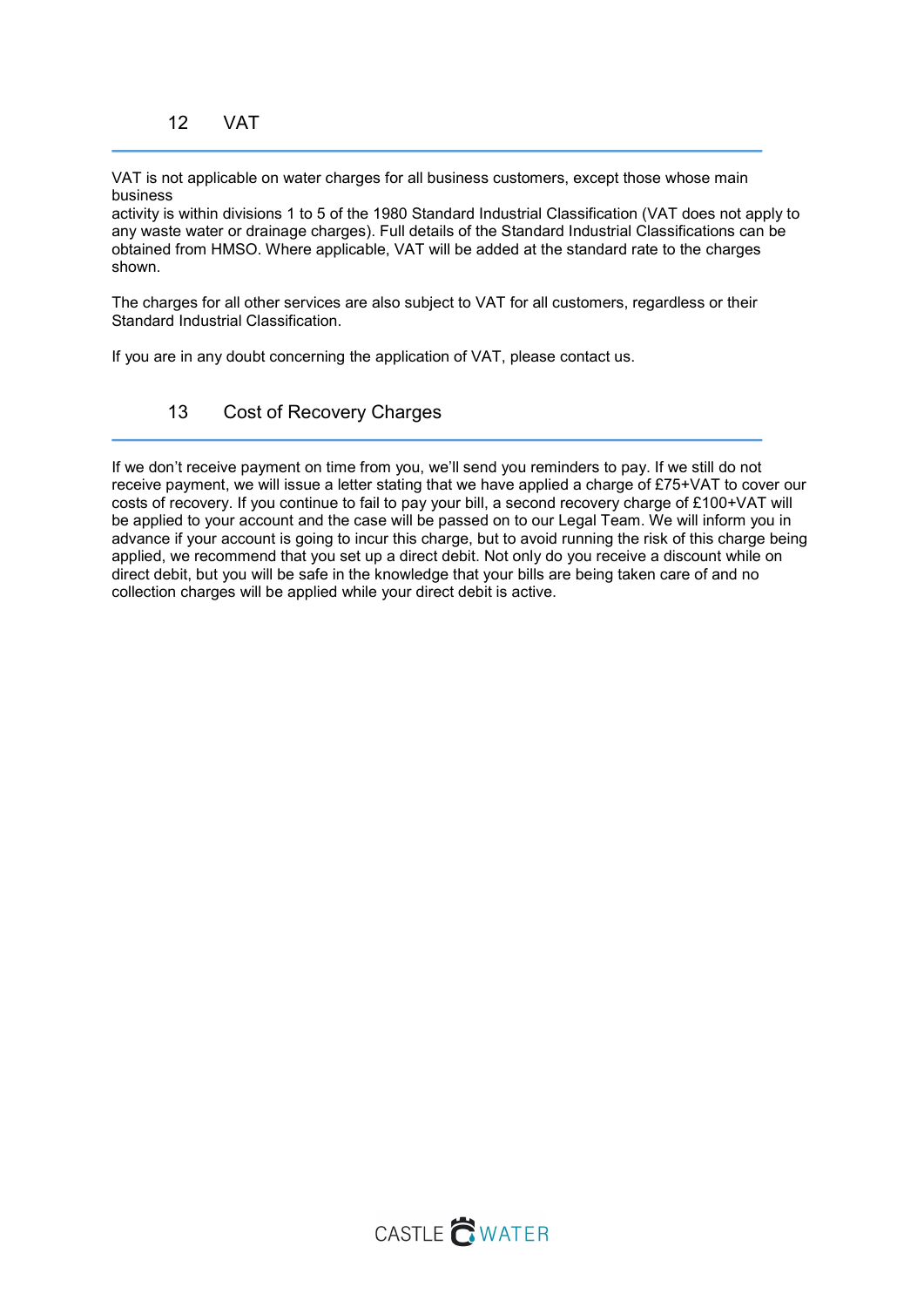## 12 VAT

VAT is not applicable on water charges for all business customers, except those whose main business activity is within divisions 1 to 5 of the 1980 Standard Industrial Classification (VAT does not apply to any waste water or drainage charges). Full details of the Standard Industrial Classifications can be obtained from HMSO. Where applicable, VAT will be added at the standard rate to the charges shown.

The charges for all other services are also subject to VAT for all customers, regardless or their Standard Industrial Classification.

If you are in any doubt concerning the application of VAT, please contact us.

## 13 Cost of Recovery Charges

If we don't receive payment on time from you, we'll send you reminders to pay. If we still do not receive payment, we will issue a letter stating that we have applied a charge of £75+VAT to cover our costs of recovery. If you continue to fail to pay your bill, a second recovery charge of £100+VAT will be applied to your account and the case will be passed on to our Legal Team. We will inform you in advance if your account is going to incur this charge, but to avoid running the risk of this charge being applied, we recommend that you set up a direct debit. Not only do you receive a discount while on direct debit, but you will be safe in the knowledge that your bills are being taken care of and no collection charges will be applied while your direct debit is active.